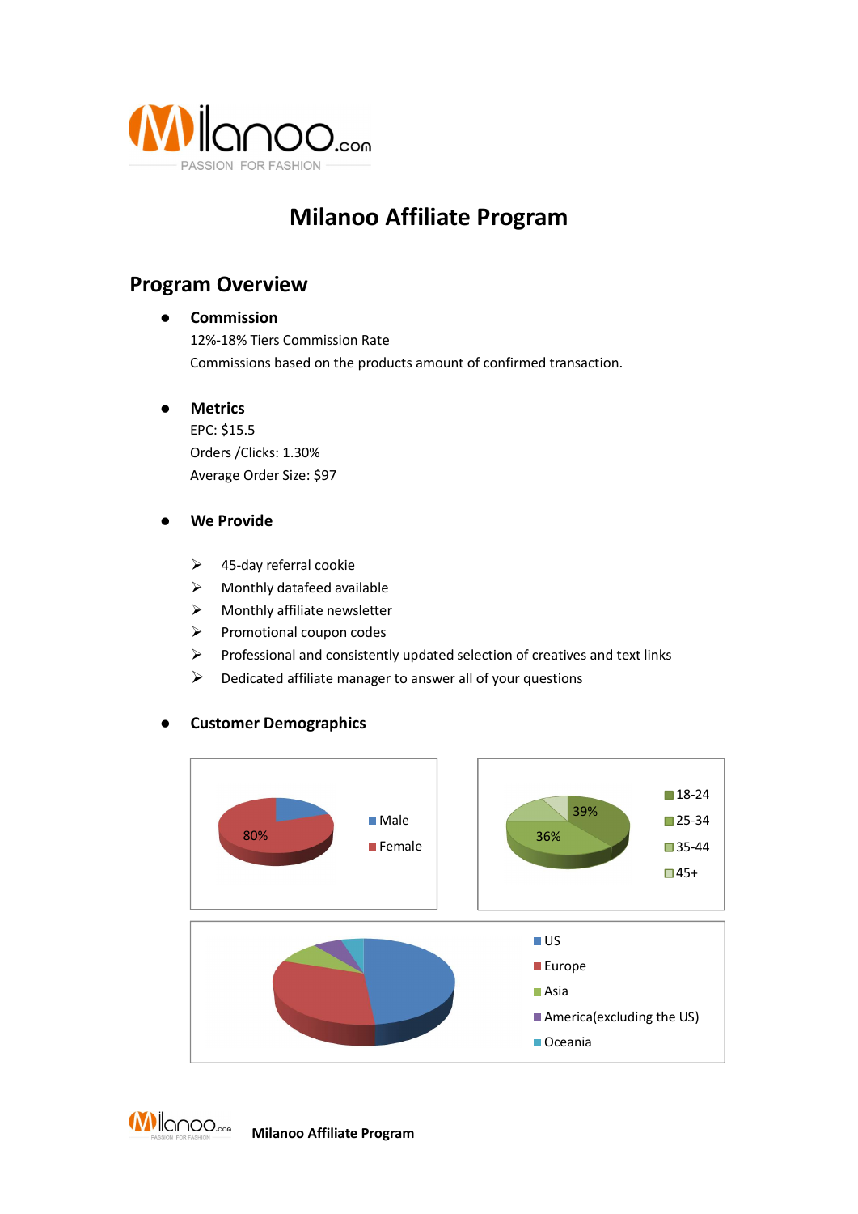# Milanoo Affiliate Program

## Program Overview

- **Commission**
  12%-18% Tiers Commission Rate
  Commissions based on the products amount of confirmed transaction.

- **Metrics**
  EPC: $15.5
  Orders /Clicks: 1.30%
  Average Order Size: $97

- **We Provide**
  - 45-day referral cookie
  - Monthly datafeed available
  - Monthly affiliate newsletter
  - Promotional coupon codes
  - Professional and consistently updated selection of creatives and text links
  - Dedicated affiliate manager to answer all of your questions

- **Customer Demographics**

80%

Male
Female

39%
36%

18-24
25-34
35-44
45+

US
Europe
Asia
America(excluding the US)
Oceania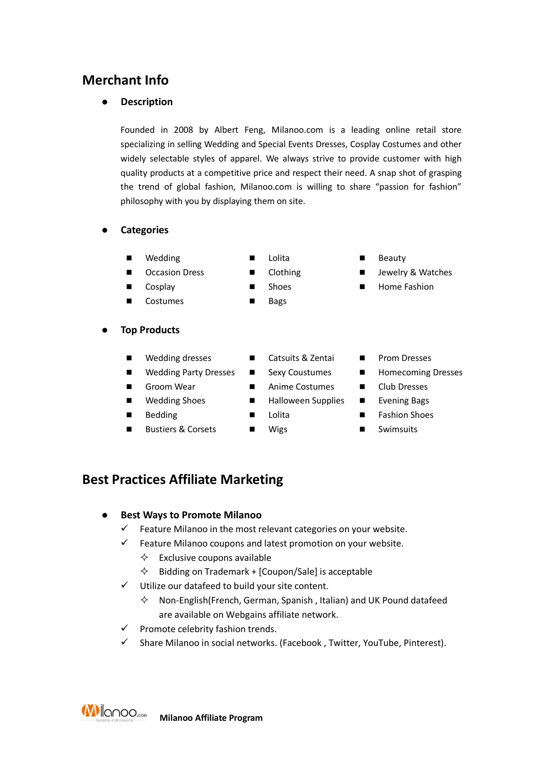## Merchant Info

- **Description**

  Founded in 2008 by Albert Feng, Milanoo.com is a leading online retail store specializing in selling Wedding and Special Events Dresses, Cosplay Costumes and other widely selectable styles of apparel. We always strive to provide customer with high quality products at a competitive price and respect their need. A snap shot of grasping the trend of global fashion, Milanoo.com is willing to share "passion for fashion" philosophy with you by displaying them on site.

- **Categories**

  - Wedding
  - Occasion Dress
  - Cosplay
  - Costumes
  - Lolita
  - Clothing
  - Shoes
  - Bags
  - Beauty
  - Jewelry & Watches
  - Home Fashion

- **Top Products**

  - Wedding dresses
  - Wedding Party Dresses
  - Groom Wear
  - Wedding Shoes
  - Bedding
  - Bustiers & Corsets
  - Catsuits & Zentai
  - Sexy Coustumes
  - Anime Costumes
  - Halloween Supplies
  - Lolita
  - Wigs
  - Prom Dresses
  - Homecoming Dresses
  - Club Dresses
  - Evening Bags
  - Fashion Shoes
  - Swimsuits

## Best Practices Affiliate Marketing

- **Best Ways to Promote Milanoo**
  - ✓ Feature Milanoo in the most relevant categories on your website.
  - ✓ Feature Milanoo coupons and latest promotion on your website.
    - ✧ Exclusive coupons available
    - ✧ Bidding on Trademark + [Coupon/Sale] is acceptable
  - ✓ Utilize our datafeed to build your site content.
    - ✧ Non-English(French, German, Spanish , Italian) and UK Pound datafeed are available on Webgains affiliate network.
  - ✓ Promote celebrity fashion trends.
  - ✓ Share Milanoo in social networks. (Facebook , Twitter, YouTube, Pinterest).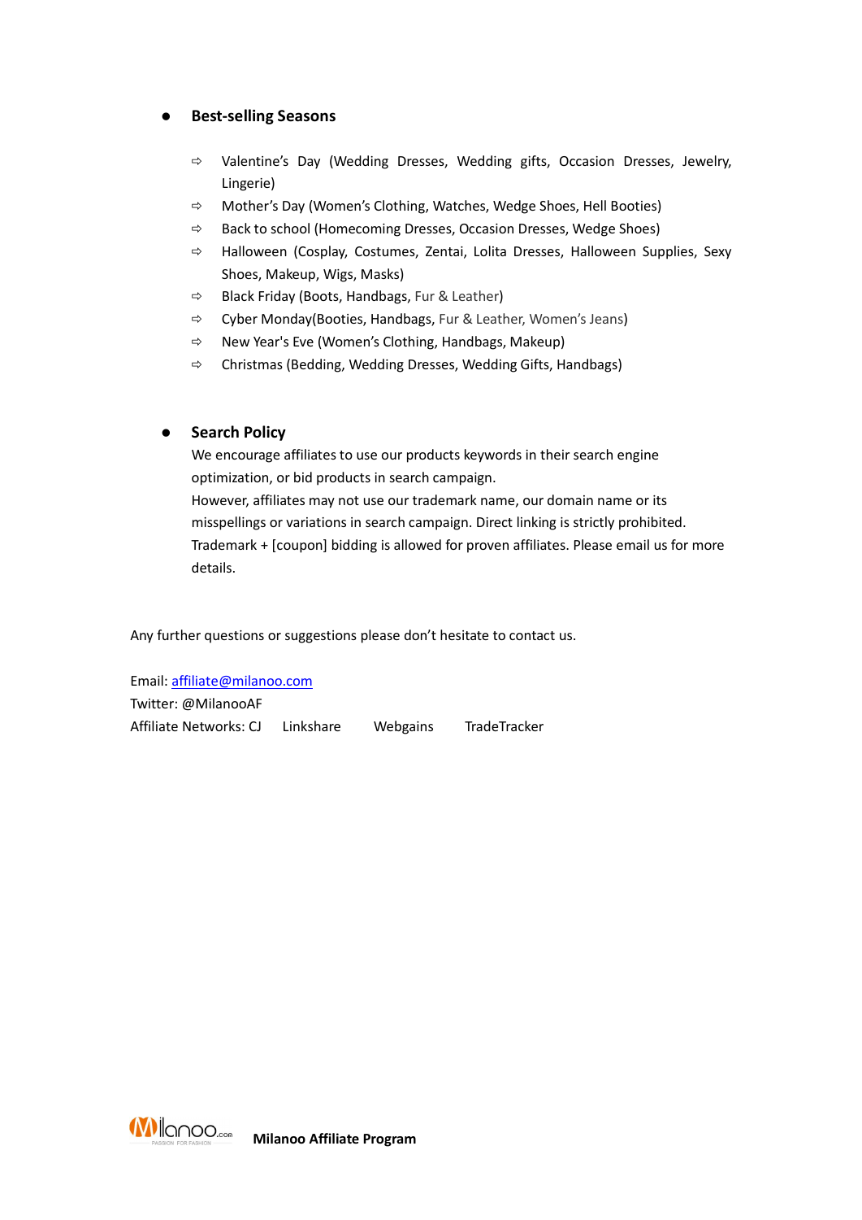- **Best-selling Seasons**

  - Valentine's Day (Wedding Dresses, Wedding gifts, Occasion Dresses, Jewelry, Lingerie)
  - Mother's Day (Women's Clothing, Watches, Wedge Shoes, Hell Booties)
  - Back to school (Homecoming Dresses, Occasion Dresses, Wedge Shoes)
  - Halloween (Cosplay, Costumes, Zentai, Lolita Dresses, Halloween Supplies, Sexy Shoes, Makeup, Wigs, Masks)
  - Black Friday (Boots, Handbags, Fur & Leather)
  - Cyber Monday(Booties, Handbags, Fur & Leather, Women's Jeans)
  - New Year's Eve (Women's Clothing, Handbags, Makeup)
  - Christmas (Bedding, Wedding Dresses, Wedding Gifts, Handbags)

- **Search Policy**

  We encourage affiliates to use our products keywords in their search engine optimization, or bid products in search campaign.
  However, affiliates may not use our trademark name, our domain name or its misspellings or variations in search campaign. Direct linking is strictly prohibited.
  Trademark + [coupon] bidding is allowed for proven affiliates. Please email us for more details.

Any further questions or suggestions please don't hesitate to contact us.

Email: affiliate@milanoo.com
Twitter: @MilanooAF
Affiliate Networks: CJ Linkshare Webgains TradeTracker

**Milanoo Affiliate Program**